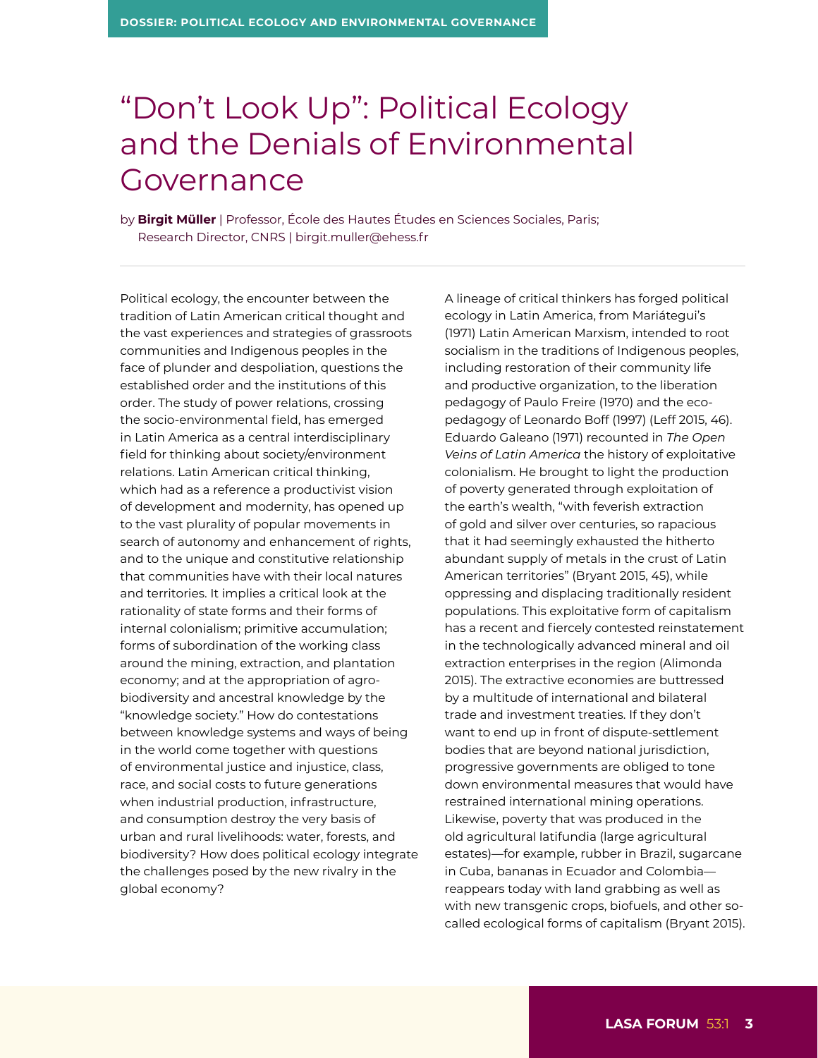DOSSIER: POLITICAL ECOLOGY AND ENVIRONMENTAL GOVERNANCE

# "Don't Look Up": Political Ecology and the Denials of Environmental Governance

by **Birgit Müller** | Professor, École des Hautes Études en Sciences Sociales, Paris; Research Director, CNRS | birgit.muller@ehess.fr

Political ecology, the encounter between the tradition of Latin American critical thought and the vast experiences and strategies of grassroots communities and Indigenous peoples in the face of plunder and despoliation, questions the established order and the institutions of this order. The study of power relations, crossing the socio-environmental field, has emerged in Latin America as a central interdisciplinary field for thinking about society/environment relations. Latin American critical thinking, which had as a reference a productivist vision of development and modernity, has opened up to the vast plurality of popular movements in search of autonomy and enhancement of rights, and to the unique and constitutive relationship that communities have with their local natures and territories. It implies a critical look at the rationality of state forms and their forms of internal colonialism; primitive accumulation; forms of subordination of the working class around the mining, extraction, and plantation economy; and at the appropriation of agro-biodiversity and ancestral knowledge by the "knowledge society." How do contestations between knowledge systems and ways of being in the world come together with questions of environmental justice and injustice, class, race, and social costs to future generations when industrial production, infrastructure, and consumption destroy the very basis of urban and rural livelihoods: water, forests, and biodiversity? How does political ecology integrate the challenges posed by the new rivalry in the global economy?

A lineage of critical thinkers has forged political ecology in Latin America, from Mariátegui's (1971) Latin American Marxism, intended to root socialism in the traditions of Indigenous peoples, including restoration of their community life and productive organization, to the liberation pedagogy of Paulo Freire (1970) and the eco-pedagogy of Leonardo Boff (1997) (Leff 2015, 46). Eduardo Galeano (1971) recounted in *The Open Veins of Latin America* the history of exploitative colonialism. He brought to light the production of poverty generated through exploitation of the earth's wealth, "with feverish extraction of gold and silver over centuries, so rapacious that it had seemingly exhausted the hitherto abundant supply of metals in the crust of Latin American territories" (Bryant 2015, 45), while oppressing and displacing traditionally resident populations. This exploitative form of capitalism has a recent and fiercely contested reinstatement in the technologically advanced mineral and oil extraction enterprises in the region (Alimonda 2015). The extractive economies are buttressed by a multitude of international and bilateral trade and investment treaties. If they don't want to end up in front of dispute-settlement bodies that are beyond national jurisdiction, progressive governments are obliged to tone down environmental measures that would have restrained international mining operations. Likewise, poverty that was produced in the old agricultural latifundia (large agricultural estates)—for example, rubber in Brazil, sugarcane in Cuba, bananas in Ecuador and Colombia—reappears today with land grabbing as well as with new transgenic crops, biofuels, and other so-called ecological forms of capitalism (Bryant 2015).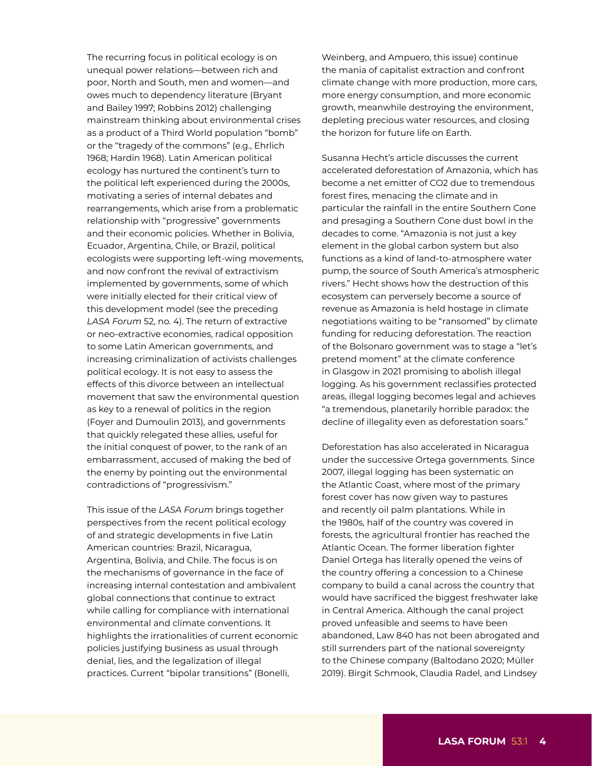The recurring focus in political ecology is on unequal power relations—between rich and poor, North and South, men and women—and owes much to dependency literature (Bryant and Bailey 1997; Robbins 2012) challenging mainstream thinking about environmental crises as a product of a Third World population "bomb" or the "tragedy of the commons" (e.g., Ehrlich 1968; Hardin 1968). Latin American political ecology has nurtured the continent's turn to the political left experienced during the 2000s, motivating a series of internal debates and rearrangements, which arise from a problematic relationship with "progressive" governments and their economic policies. Whether in Bolivia, Ecuador, Argentina, Chile, or Brazil, political ecologists were supporting left-wing movements, and now confront the revival of extractivism implemented by governments, some of which were initially elected for their critical view of this development model (see the preceding *LASA Forum* 52, no. 4). The return of extractive or neo-extractive economies, radical opposition to some Latin American governments, and increasing criminalization of activists challenges political ecology. It is not easy to assess the effects of this divorce between an intellectual movement that saw the environmental question as key to a renewal of politics in the region (Foyer and Dumoulin 2013), and governments that quickly relegated these allies, useful for the initial conquest of power, to the rank of an embarrassment, accused of making the bed of the enemy by pointing out the environmental contradictions of "progressivism."

This issue of the *LASA Forum* brings together perspectives from the recent political ecology of and strategic developments in five Latin American countries: Brazil, Nicaragua, Argentina, Bolivia, and Chile. The focus is on the mechanisms of governance in the face of increasing internal contestation and ambivalent global connections that continue to extract while calling for compliance with international environmental and climate conventions. It highlights the irrationalities of current economic policies justifying business as usual through denial, lies, and the legalization of illegal practices. Current "bipolar transitions" (Bonelli, Weinberg, and Ampuero, this issue) continue the mania of capitalist extraction and confront climate change with more production, more cars, more energy consumption, and more economic growth, meanwhile destroying the environment, depleting precious water resources, and closing the horizon for future life on Earth.

Susanna Hecht's article discusses the current accelerated deforestation of Amazonia, which has become a net emitter of $CO_2$ due to tremendous forest fires, menacing the climate and in particular the rainfall in the entire Southern Cone and presaging a Southern Cone dust bowl in the decades to come. "Amazonia is not just a key element in the global carbon system but also functions as a kind of land-to-atmosphere water pump, the source of South America's atmospheric rivers." Hecht shows how the destruction of this ecosystem can perversely become a source of revenue as Amazonia is held hostage in climate negotiations waiting to be "ransomed" by climate funding for reducing deforestation. The reaction of the Bolsonaro government was to stage a "let's pretend moment" at the climate conference in Glasgow in 2021 promising to abolish illegal logging. As his government reclassifies protected areas, illegal logging becomes legal and achieves "a tremendous, planetarily horrible paradox: the decline of illegality even as deforestation soars."

Deforestation has also accelerated in Nicaragua under the successive Ortega governments. Since 2007, illegal logging has been systematic on the Atlantic Coast, where most of the primary forest cover has now given way to pastures and recently oil palm plantations. While in the 1980s, half of the country was covered in forests, the agricultural frontier has reached the Atlantic Ocean. The former liberation fighter Daniel Ortega has literally opened the veins of the country offering a concession to a Chinese company to build a canal across the country that would have sacrificed the biggest freshwater lake in Central America. Although the canal project proved unfeasible and seems to have been abandoned, Law 840 has not been abrogated and still surrenders part of the national sovereignty to the Chinese company (Baltodano 2020; Müller 2019). Birgit Schmook, Claudia Radel, and Lindsey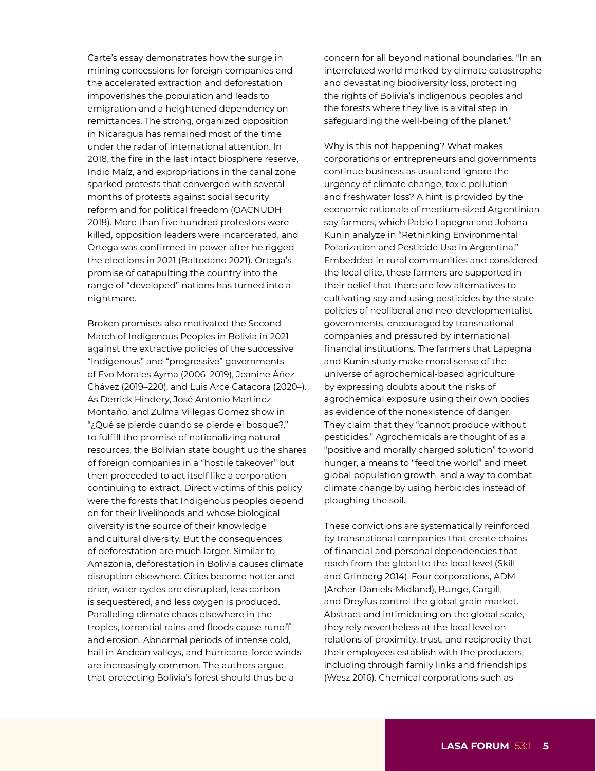Carte's essay demonstrates how the surge in mining concessions for foreign companies and the accelerated extraction and deforestation impoverishes the population and leads to emigration and a heightened dependency on remittances. The strong, organized opposition in Nicaragua has remained most of the time under the radar of international attention. In 2018, the fire in the last intact biosphere reserve, Indio Maíz, and expropriations in the canal zone sparked protests that converged with several months of protests against social security reform and for political freedom (OACNUDH 2018). More than five hundred protestors were killed, opposition leaders were incarcerated, and Ortega was confirmed in power after he rigged the elections in 2021 (Baltodano 2021). Ortega's promise of catapulting the country into the range of "developed" nations has turned into a nightmare.

Broken promises also motivated the Second March of Indigenous Peoples in Bolivia in 2021 against the extractive policies of the successive "Indigenous" and "progressive" governments of Evo Morales Ayma (2006–2019), Jeanine Áñez Chávez (2019–220), and Luis Arce Catacora (2020–). As Derrick Hindery, José Antonio Martínez Montaño, and Zulma Villegas Gomez show in "¿Qué se pierde cuando se pierde el bosque?," to fulfill the promise of nationalizing natural resources, the Bolivian state bought up the shares of foreign companies in a "hostile takeover" but then proceeded to act itself like a corporation continuing to extract. Direct victims of this policy were the forests that Indigenous peoples depend on for their livelihoods and whose biological diversity is the source of their knowledge and cultural diversity. But the consequences of deforestation are much larger. Similar to Amazonia, deforestation in Bolivia causes climate disruption elsewhere. Cities become hotter and drier, water cycles are disrupted, less carbon is sequestered, and less oxygen is produced. Paralleling climate chaos elsewhere in the tropics, torrential rains and floods cause runoff and erosion. Abnormal periods of intense cold, hail in Andean valleys, and hurricane-force winds are increasingly common. The authors argue that protecting Bolivia's forest should thus be a concern for all beyond national boundaries. "In an interrelated world marked by climate catastrophe and devastating biodiversity loss, protecting the rights of Bolivia's indigenous peoples and the forests where they live is a vital step in safeguarding the well-being of the planet."

Why is this not happening? What makes corporations or entrepreneurs and governments continue business as usual and ignore the urgency of climate change, toxic pollution and freshwater loss? A hint is provided by the economic rationale of medium-sized Argentinian soy farmers, which Pablo Lapegna and Johana Kunin analyze in "Rethinking Environmental Polarization and Pesticide Use in Argentina." Embedded in rural communities and considered the local elite, these farmers are supported in their belief that there are few alternatives to cultivating soy and using pesticides by the state policies of neoliberal and neo-developmentalist governments, encouraged by transnational companies and pressured by international financial institutions. The farmers that Lapegna and Kunin study make moral sense of the universe of agrochemical-based agriculture by expressing doubts about the risks of agrochemical exposure using their own bodies as evidence of the nonexistence of danger. They claim that they "cannot produce without pesticides." Agrochemicals are thought of as a "positive and morally charged solution" to world hunger, a means to "feed the world" and meet global population growth, and a way to combat climate change by using herbicides instead of ploughing the soil.

These convictions are systematically reinforced by transnational companies that create chains of financial and personal dependencies that reach from the global to the local level (Skill and Grinberg 2014). Four corporations, ADM (Archer-Daniels-Midland), Bunge, Cargill, and Dreyfus control the global grain market. Abstract and intimidating on the global scale, they rely nevertheless at the local level on relations of proximity, trust, and reciprocity that their employees establish with the producers, including through family links and friendships (Wesz 2016). Chemical corporations such as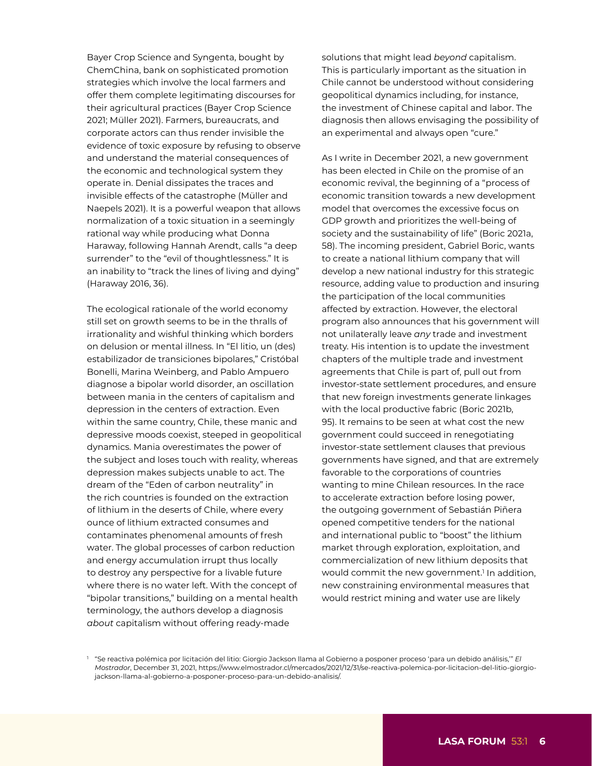Bayer Crop Science and Syngenta, bought by ChemChina, bank on sophisticated promotion strategies which involve the local farmers and offer them complete legitimating discourses for their agricultural practices (Bayer Crop Science 2021; Müller 2021). Farmers, bureaucrats, and corporate actors can thus render invisible the evidence of toxic exposure by refusing to observe and understand the material consequences of the economic and technological system they operate in. Denial dissipates the traces and invisible effects of the catastrophe (Müller and Naepels 2021). It is a powerful weapon that allows normalization of a toxic situation in a seemingly rational way while producing what Donna Haraway, following Hannah Arendt, calls "a deep surrender" to the "evil of thoughtlessness." It is an inability to "track the lines of living and dying" (Haraway 2016, 36).

The ecological rationale of the world economy still set on growth seems to be in the thralls of irrationality and wishful thinking which borders on delusion or mental illness. In "El litio, un (des) estabilizador de transiciones bipolares," Cristóbal Bonelli, Marina Weinberg, and Pablo Ampuero diagnose a bipolar world disorder, an oscillation between mania in the centers of capitalism and depression in the centers of extraction. Even within the same country, Chile, these manic and depressive moods coexist, steeped in geopolitical dynamics. Mania overestimates the power of the subject and loses touch with reality, whereas depression makes subjects unable to act. The dream of the "Eden of carbon neutrality" in the rich countries is founded on the extraction of lithium in the deserts of Chile, where every ounce of lithium extracted consumes and contaminates phenomenal amounts of fresh water. The global processes of carbon reduction and energy accumulation irrupt thus locally to destroy any perspective for a livable future where there is no water left. With the concept of "bipolar transitions," building on a mental health terminology, the authors develop a diagnosis *about* capitalism without offering ready-made solutions that might lead *beyond* capitalism. This is particularly important as the situation in Chile cannot be understood without considering geopolitical dynamics including, for instance, the investment of Chinese capital and labor. The diagnosis then allows envisaging the possibility of an experimental and always open "cure."

As I write in December 2021, a new government has been elected in Chile on the promise of an economic revival, the beginning of a "process of economic transition towards a new development model that overcomes the excessive focus on GDP growth and prioritizes the well-being of society and the sustainability of life" (Boric 2021a, 58). The incoming president, Gabriel Boric, wants to create a national lithium company that will develop a new national industry for this strategic resource, adding value to production and insuring the participation of the local communities affected by extraction. However, the electoral program also announces that his government will not unilaterally leave *any* trade and investment treaty. His intention is to update the investment chapters of the multiple trade and investment agreements that Chile is part of, pull out from investor-state settlement procedures, and ensure that new foreign investments generate linkages with the local productive fabric (Boric 2021b, 95). It remains to be seen at what cost the new government could succeed in renegotiating investor-state settlement clauses that previous governments have signed, and that are extremely favorable to the corporations of countries wanting to mine Chilean resources. In the race to accelerate extraction before losing power, the outgoing government of Sebastián Piñera opened competitive tenders for the national and international public to "boost" the lithium market through exploration, exploitation, and commercialization of new lithium deposits that would commit the new government.[1] In addition, new constraining environmental measures that would restrict mining and water use are likely

[1] "Se reactiva polémica por licitación del litio: Giorgio Jackson llama al Gobierno a posponer proceso 'para un debido análisis,'" *El Mostrador*, December 31, 2021, https://www.elmostrador.cl/mercados/2021/12/31/se-reactiva-polemica-por-licitacion-del-litio-giorgio-jackson-llama-al-gobierno-a-posponer-proceso-para-un-debido-analisis/.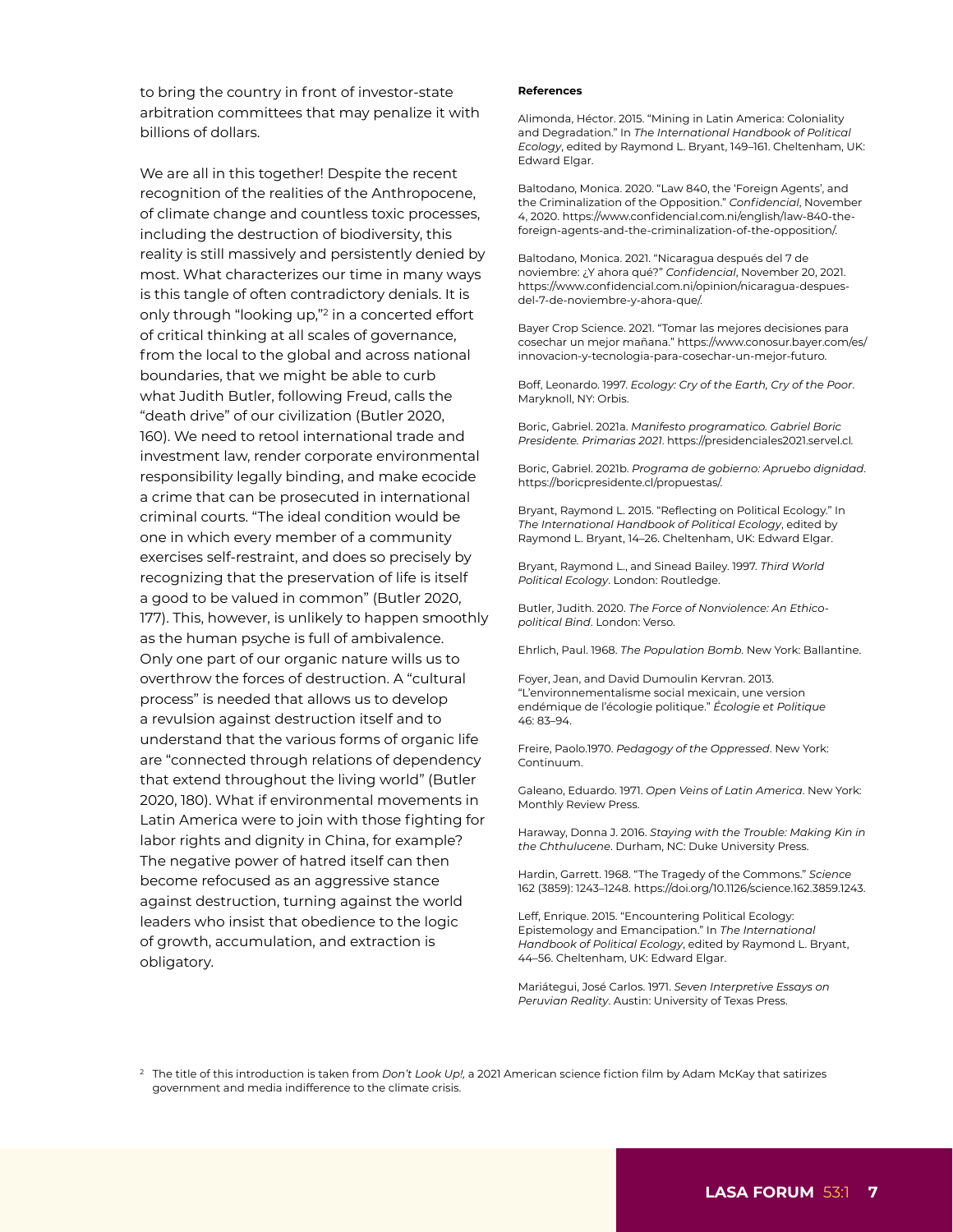to bring the country in front of investor-state arbitration committees that may penalize it with billions of dollars.

We are all in this together! Despite the recent recognition of the realities of the Anthropocene, of climate change and countless toxic processes, including the destruction of biodiversity, this reality is still massively and persistently denied by most. What characterizes our time in many ways is this tangle of often contradictory denials. It is only through "looking up,"[2] in a concerted effort of critical thinking at all scales of governance, from the local to the global and across national boundaries, that we might be able to curb what Judith Butler, following Freud, calls the "death drive" of our civilization (Butler 2020, 160). We need to retool international trade and investment law, render corporate environmental responsibility legally binding, and make ecocide a crime that can be prosecuted in international criminal courts. "The ideal condition would be one in which every member of a community exercises self-restraint, and does so precisely by recognizing that the preservation of life is itself a good to be valued in common" (Butler 2020, 177). This, however, is unlikely to happen smoothly as the human psyche is full of ambivalence. Only one part of our organic nature wills us to overthrow the forces of destruction. A "cultural process" is needed that allows us to develop a revulsion against destruction itself and to understand that the various forms of organic life are "connected through relations of dependency that extend throughout the living world" (Butler 2020, 180). What if environmental movements in Latin America were to join with those fighting for labor rights and dignity in China, for example? The negative power of hatred itself can then become refocused as an aggressive stance against destruction, turning against the world leaders who insist that obedience to the logic of growth, accumulation, and extraction is obligatory.

#### References

Alimonda, Héctor. 2015. "Mining in Latin America: Coloniality and Degradation." In *The International Handbook of Political Ecology*, edited by Raymond L. Bryant, 149–161. Cheltenham, UK: Edward Elgar.

Baltodano, Monica. 2020. "Law 840, the 'Foreign Agents', and the Criminalization of the Opposition." *Confidencial*, November 4, 2020. https://www.confidencial.com.ni/english/law-840-the-foreign-agents-and-the-criminalization-of-the-opposition/.

Baltodano, Monica. 2021. "Nicaragua después del 7 de noviembre: ¿Y ahora qué?" *Confidencial*, November 20, 2021. https://www.confidencial.com.ni/opinion/nicaragua-despues-del-7-de-noviembre-y-ahora-que/.

Bayer Crop Science. 2021. "Tomar las mejores decisiones para cosechar un mejor mañana." https://www.conosur.bayer.com/es/innovacion-y-tecnologia-para-cosechar-un-mejor-futuro.

Boff, Leonardo. 1997. *Ecology: Cry of the Earth, Cry of the Poor*. Maryknoll, NY: Orbis.

Boric, Gabriel. 2021a. *Manifesto programatico. Gabriel Boric Presidente. Primarias 2021*. https://presidenciales2021.servel.cl.

Boric, Gabriel. 2021b. *Programa de gobierno: Apruebo dignidad*. https://boricpresidente.cl/propuestas/.

Bryant, Raymond L. 2015. "Reflecting on Political Ecology." In *The International Handbook of Political Ecology*, edited by Raymond L. Bryant, 14–26. Cheltenham, UK: Edward Elgar.

Bryant, Raymond L., and Sinead Bailey. 1997. *Third World Political Ecology*. London: Routledge.

Butler, Judith. 2020. *The Force of Nonviolence: An Ethico-political Bind*. London: Verso.

Ehrlich, Paul. 1968. *The Population Bomb*. New York: Ballantine.

Foyer, Jean, and David Dumoulin Kervran. 2013. "L'environnementalisme social mexicain, une version endémique de l'écologie politique." *Écologie et Politique* 46: 83–94.

Freire, Paolo.1970. *Pedagogy of the Oppressed*. New York: Continuum.

Galeano, Eduardo. 1971. *Open Veins of Latin America*. New York: Monthly Review Press.

Haraway, Donna J. 2016. *Staying with the Trouble: Making Kin in the Chthulucene*. Durham, NC: Duke University Press.

Hardin, Garrett. 1968. "The Tragedy of the Commons." *Science* 162 (3859): 1243–1248. https://doi.org/10.1126/science.162.3859.1243.

Leff, Enrique. 2015. "Encountering Political Ecology: Epistemology and Emancipation." In *The International Handbook of Political Ecology*, edited by Raymond L. Bryant, 44–56. Cheltenham, UK: Edward Elgar.

Mariátegui, José Carlos. 1971. *Seven Interpretive Essays on Peruvian Reality*. Austin: University of Texas Press.

[2] The title of this introduction is taken from *Don't Look Up!*, a 2021 American science fiction film by Adam McKay that satirizes government and media indifference to the climate crisis.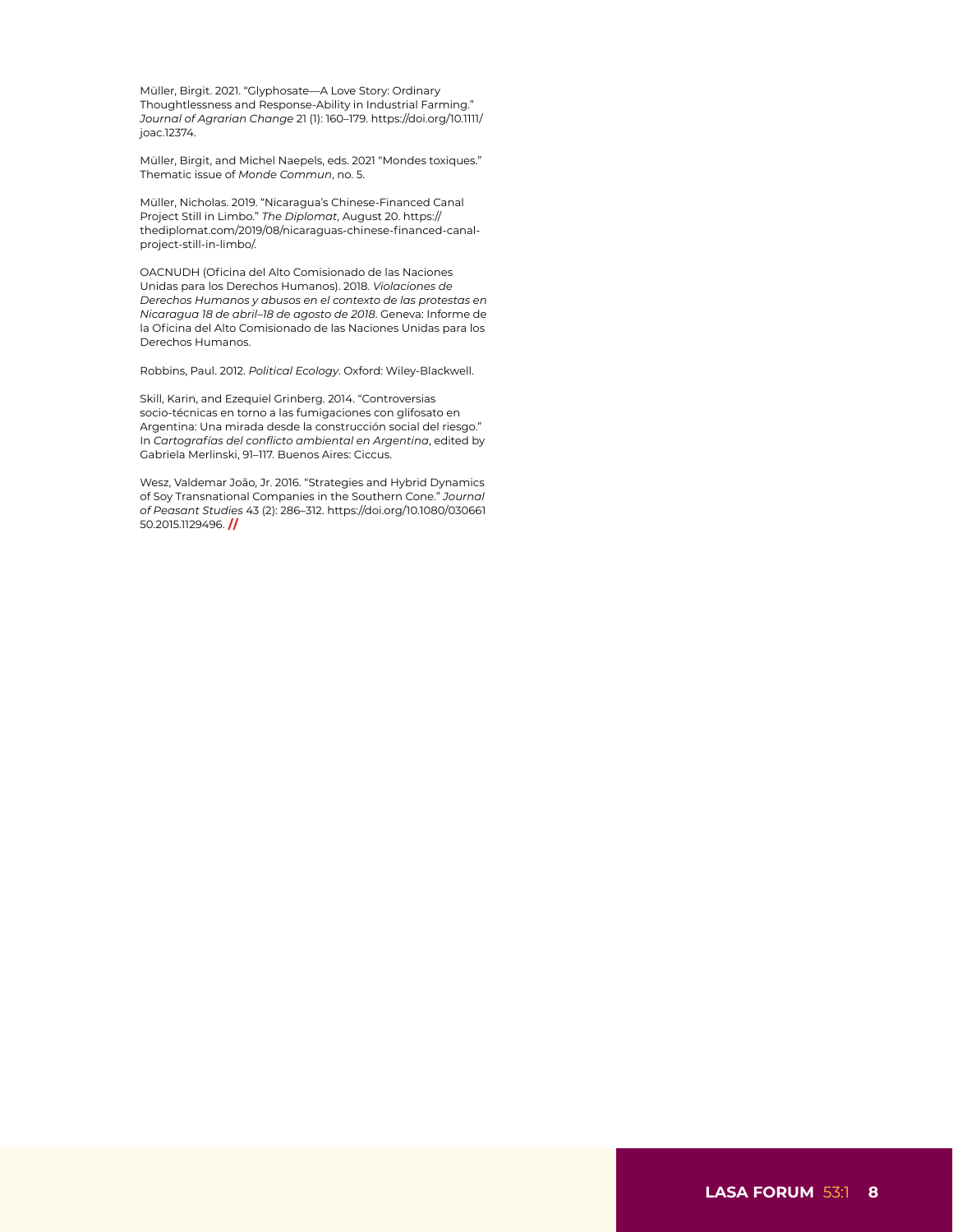Müller, Birgit. 2021. "Glyphosate—A Love Story: Ordinary Thoughtlessness and Response-Ability in Industrial Farming." *Journal of Agrarian Change* 21 (1): 160–179. https://doi.org/10.1111/joac.12374.

Müller, Birgit, and Michel Naepels, eds. 2021 "Mondes toxiques." Thematic issue of *Monde Commun*, no. 5.

Müller, Nicholas. 2019. "Nicaragua's Chinese-Financed Canal Project Still in Limbo." *The Diplomat*, August 20. https://thediplomat.com/2019/08/nicaraguas-chinese-financed-canal-project-still-in-limbo/.

OACNUDH (Oficina del Alto Comisionado de las Naciones Unidas para los Derechos Humanos). 2018. *Violaciones de Derechos Humanos y abusos en el contexto de las protestas en Nicaragua 18 de abril–18 de agosto de 2018*. Geneva: Informe de la Oficina del Alto Comisionado de las Naciones Unidas para los Derechos Humanos.

Robbins, Paul. 2012. *Political Ecology*. Oxford: Wiley-Blackwell.

Skill, Karin, and Ezequiel Grinberg. 2014. "Controversias socio-técnicas en torno a las fumigaciones con glifosato en Argentina: Una mirada desde la construcción social del riesgo." In *Cartografías del conflicto ambiental en Argentina*, edited by Gabriela Merlinski, 91–117. Buenos Aires: Ciccus.

Wesz, Valdemar João, Jr. 2016. "Strategies and Hybrid Dynamics of Soy Transnational Companies in the Southern Cone." *Journal of Peasant Studies* 43 (2): 286–312. https://doi.org/10.1080/03066150.2015.1129496. //